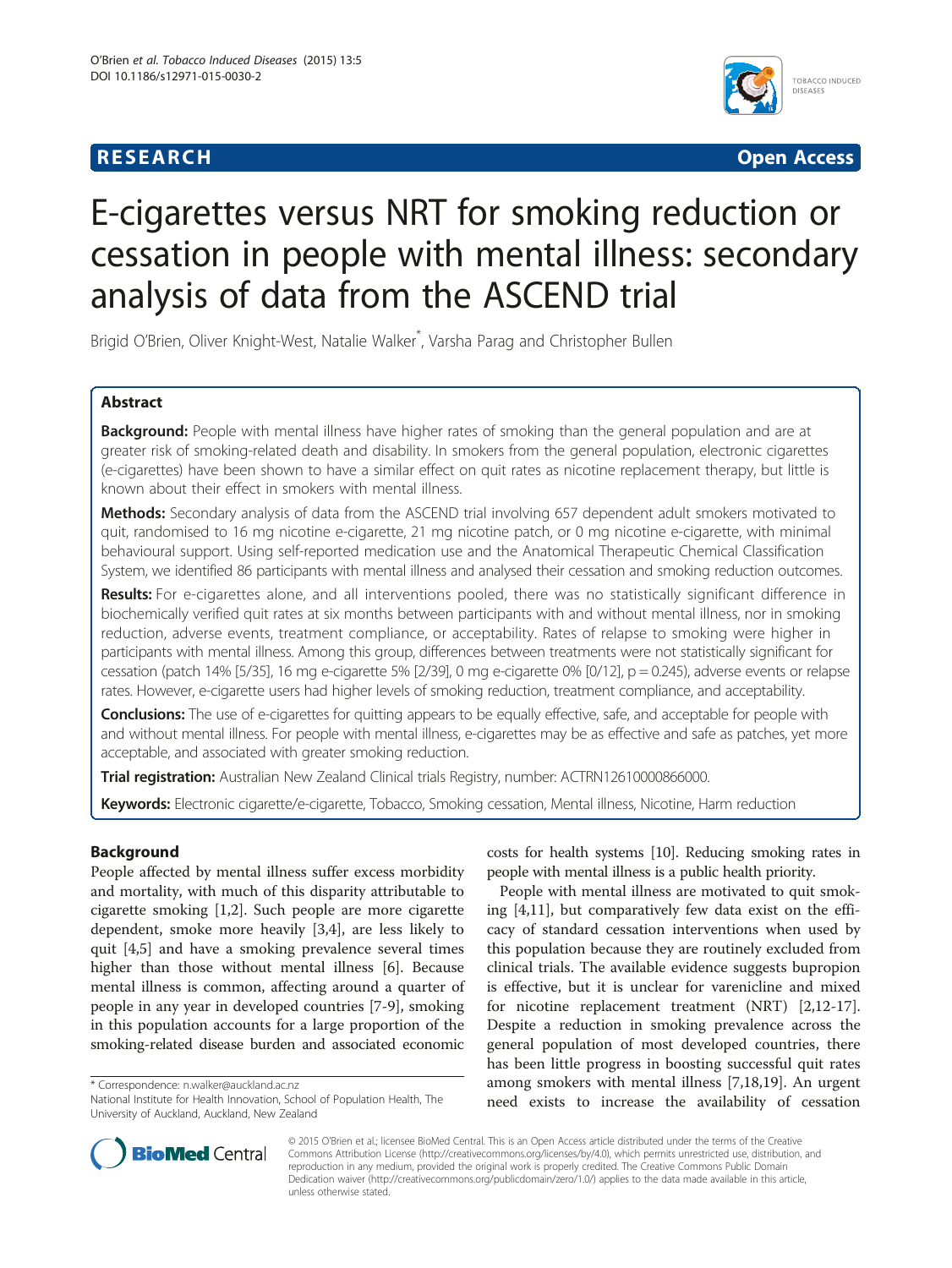**RESEARCH** **Open Access**

# E-cigarettes versus NRT for smoking reduction or cessation in people with mental illness: secondary analysis of data from the ASCEND trial

Brigid O'Brien, Oliver Knight-West, Natalie Walker*, Varsha Parag and Christopher Bullen

## Abstract

**Background:** People with mental illness have higher rates of smoking than the general population and are at greater risk of smoking-related death and disability. In smokers from the general population, electronic cigarettes (e-cigarettes) have been shown to have a similar effect on quit rates as nicotine replacement therapy, but little is known about their effect in smokers with mental illness.

**Methods:** Secondary analysis of data from the ASCEND trial involving 657 dependent adult smokers motivated to quit, randomised to 16 mg nicotine e-cigarette, 21 mg nicotine patch, or 0 mg nicotine e-cigarette, with minimal behavioural support. Using self-reported medication use and the Anatomical Therapeutic Chemical Classification System, we identified 86 participants with mental illness and analysed their cessation and smoking reduction outcomes.

**Results:** For e-cigarettes alone, and all interventions pooled, there was no statistically significant difference in biochemically verified quit rates at six months between participants with and without mental illness, nor in smoking reduction, adverse events, treatment compliance, or acceptability. Rates of relapse to smoking were higher in participants with mental illness. Among this group, differences between treatments were not statistically significant for cessation (patch 14% [5/35], 16 mg e-cigarette 5% [2/39], 0 mg e-cigarette 0% [0/12], p = 0.245), adverse events or relapse rates. However, e-cigarette users had higher levels of smoking reduction, treatment compliance, and acceptability.

**Conclusions:** The use of e-cigarettes for quitting appears to be equally effective, safe, and acceptable for people with and without mental illness. For people with mental illness, e-cigarettes may be as effective and safe as patches, yet more acceptable, and associated with greater smoking reduction.

**Trial registration:** Australian New Zealand Clinical trials Registry, number: ACTRN12610000866000.

**Keywords:** Electronic cigarette/e-cigarette, Tobacco, Smoking cessation, Mental illness, Nicotine, Harm reduction

## Background

People affected by mental illness suffer excess morbidity and mortality, with much of this disparity attributable to cigarette smoking [1,2]. Such people are more cigarette dependent, smoke more heavily [3,4], are less likely to quit [4,5] and have a smoking prevalence several times higher than those without mental illness [6]. Because mental illness is common, affecting around a quarter of people in any year in developed countries [7-9], smoking in this population accounts for a large proportion of the smoking-related disease burden and associated economic costs for health systems [10]. Reducing smoking rates in people with mental illness is a public health priority.

People with mental illness are motivated to quit smoking [4,11], but comparatively few data exist on the efficacy of standard cessation interventions when used by this population because they are routinely excluded from clinical trials. The available evidence suggests bupropion is effective, but it is unclear for varenicline and mixed for nicotine replacement treatment (NRT) [2,12-17]. Despite a reduction in smoking prevalence across the general population of most developed countries, there has been little progress in boosting successful quit rates among smokers with mental illness [7,18,19]. An urgent need exists to increase the availability of cessation

\* Correspondence: n.walker@auckland.ac.nz
National Institute for Health Innovation, School of Population Health, The University of Auckland, Auckland, New Zealand

© 2015 O'Brien et al.; licensee BioMed Central. This is an Open Access article distributed under the terms of the Creative Commons Attribution License (http://creativecommons.org/licenses/by/4.0), which permits unrestricted use, distribution, and reproduction in any medium, provided the original work is properly credited. The Creative Commons Public Domain Dedication waiver (http://creativecommons.org/publicdomain/zero/1.0/) applies to the data made available in this article, unless otherwise stated.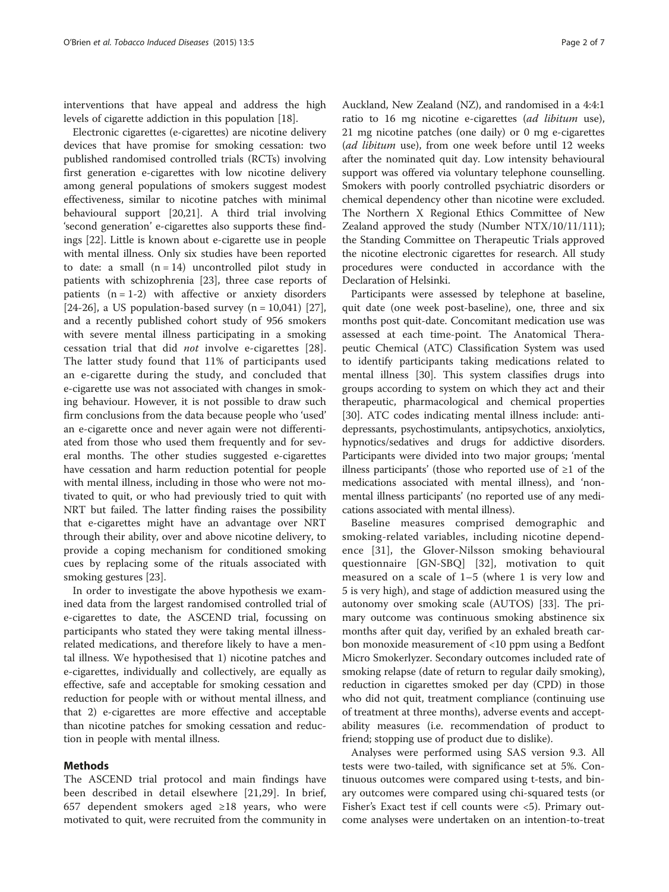interventions that have appeal and address the high levels of cigarette addiction in this population [18].

Electronic cigarettes (e-cigarettes) are nicotine delivery devices that have promise for smoking cessation: two published randomised controlled trials (RCTs) involving first generation e-cigarettes with low nicotine delivery among general populations of smokers suggest modest effectiveness, similar to nicotine patches with minimal behavioural support [20,21]. A third trial involving 'second generation' e-cigarettes also supports these findings [22]. Little is known about e-cigarette use in people with mental illness. Only six studies have been reported to date: a small (n = 14) uncontrolled pilot study in patients with schizophrenia [23], three case reports of patients (n = 1-2) with affective or anxiety disorders [24-26], a US population-based survey (n = 10,041) [27], and a recently published cohort study of 956 smokers with severe mental illness participating in a smoking cessation trial that did *not* involve e-cigarettes [28]. The latter study found that 11% of participants used an e-cigarette during the study, and concluded that e-cigarette use was not associated with changes in smoking behaviour. However, it is not possible to draw such firm conclusions from the data because people who 'used' an e-cigarette once and never again were not differentiated from those who used them frequently and for several months. The other studies suggested e-cigarettes have cessation and harm reduction potential for people with mental illness, including in those who were not motivated to quit, or who had previously tried to quit with NRT but failed. The latter finding raises the possibility that e-cigarettes might have an advantage over NRT through their ability, over and above nicotine delivery, to provide a coping mechanism for conditioned smoking cues by replacing some of the rituals associated with smoking gestures [23].

In order to investigate the above hypothesis we examined data from the largest randomised controlled trial of e-cigarettes to date, the ASCEND trial, focussing on participants who stated they were taking mental illness-related medications, and therefore likely to have a mental illness. We hypothesised that 1) nicotine patches and e-cigarettes, individually and collectively, are equally as effective, safe and acceptable for smoking cessation and reduction for people with or without mental illness, and that 2) e-cigarettes are more effective and acceptable than nicotine patches for smoking cessation and reduction in people with mental illness.

## Methods

The ASCEND trial protocol and main findings have been described in detail elsewhere [21,29]. In brief, 657 dependent smokers aged ≥18 years, who were motivated to quit, were recruited from the community in Auckland, New Zealand (NZ), and randomised in a 4:4:1 ratio to 16 mg nicotine e-cigarettes (*ad libitum* use), 21 mg nicotine patches (one daily) or 0 mg e-cigarettes (*ad libitum* use), from one week before until 12 weeks after the nominated quit day. Low intensity behavioural support was offered via voluntary telephone counselling. Smokers with poorly controlled psychiatric disorders or chemical dependency other than nicotine were excluded. The Northern X Regional Ethics Committee of New Zealand approved the study (Number NTX/10/11/111); the Standing Committee on Therapeutic Trials approved the nicotine electronic cigarettes for research. All study procedures were conducted in accordance with the Declaration of Helsinki.

Participants were assessed by telephone at baseline, quit date (one week post-baseline), one, three and six months post quit-date. Concomitant medication use was assessed at each time-point. The Anatomical Therapeutic Chemical (ATC) Classification System was used to identify participants taking medications related to mental illness [30]. This system classifies drugs into groups according to system on which they act and their therapeutic, pharmacological and chemical properties [30]. ATC codes indicating mental illness include: antidepressants, psychostimulants, antipsychotics, anxiolytics, hypnotics/sedatives and drugs for addictive disorders. Participants were divided into two major groups; 'mental illness participants' (those who reported use of ≥1 of the medications associated with mental illness), and 'non-mental illness participants' (no reported use of any medications associated with mental illness).

Baseline measures comprised demographic and smoking-related variables, including nicotine dependence [31], the Glover-Nilsson smoking behavioural questionnaire [GN-SBQ] [32], motivation to quit measured on a scale of 1–5 (where 1 is very low and 5 is very high), and stage of addiction measured using the autonomy over smoking scale (AUTOS) [33]. The primary outcome was continuous smoking abstinence six months after quit day, verified by an exhaled breath carbon monoxide measurement of <10 ppm using a Bedfont Micro Smokerlyzer. Secondary outcomes included rate of smoking relapse (date of return to regular daily smoking), reduction in cigarettes smoked per day (CPD) in those who did not quit, treatment compliance (continuing use of treatment at three months), adverse events and acceptability measures (i.e. recommendation of product to friend; stopping use of product due to dislike).

Analyses were performed using SAS version 9.3. All tests were two-tailed, with significance set at 5%. Continuous outcomes were compared using t-tests, and binary outcomes were compared using chi-squared tests (or Fisher's Exact test if cell counts were <5). Primary outcome analyses were undertaken on an intention-to-treat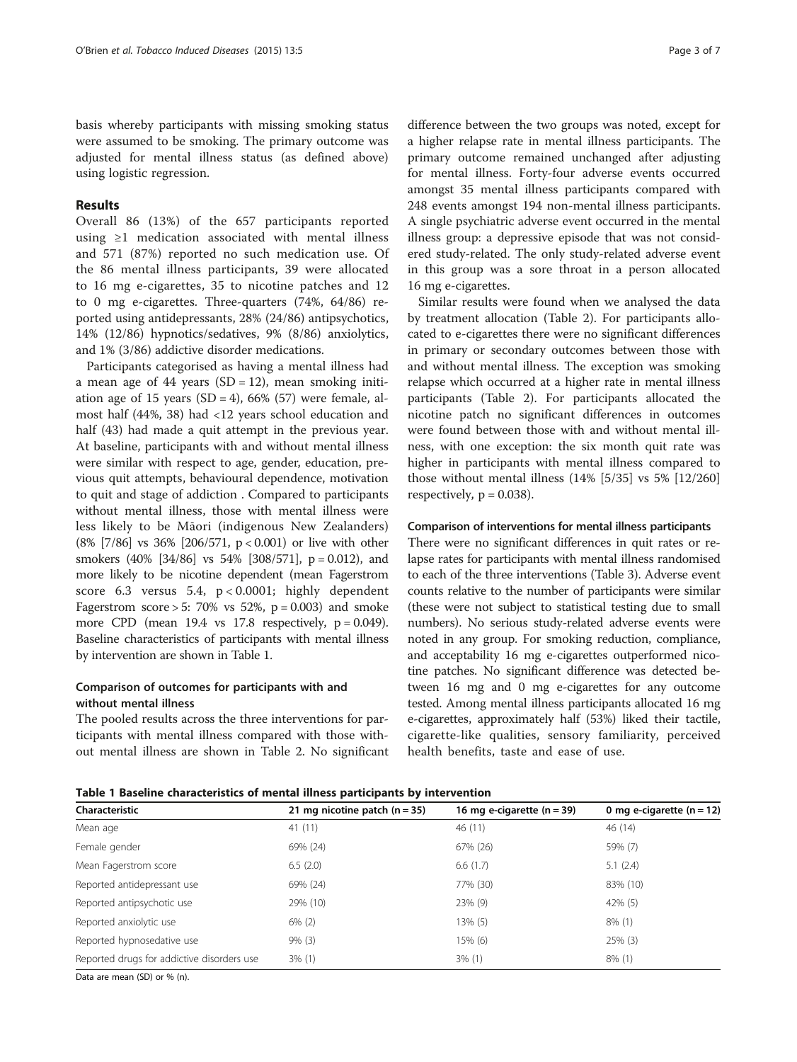basis whereby participants with missing smoking status were assumed to be smoking. The primary outcome was adjusted for mental illness status (as defined above) using logistic regression.

## Results

Overall 86 (13%) of the 657 participants reported using ≥1 medication associated with mental illness and 571 (87%) reported no such medication use. Of the 86 mental illness participants, 39 were allocated to 16 mg e-cigarettes, 35 to nicotine patches and 12 to 0 mg e-cigarettes. Three-quarters (74%, 64/86) reported using antidepressants, 28% (24/86) antipsychotics, 14% (12/86) hypnotics/sedatives, 9% (8/86) anxiolytics, and 1% (3/86) addictive disorder medications.

Participants categorised as having a mental illness had a mean age of 44 years (SD = 12), mean smoking initiation age of 15 years (SD = 4), 66% (57) were female, almost half (44%, 38) had <12 years school education and half (43) had made a quit attempt in the previous year. At baseline, participants with and without mental illness were similar with respect to age, gender, education, previous quit attempts, behavioural dependence, motivation to quit and stage of addiction . Compared to participants without mental illness, those with mental illness were less likely to be Māori (indigenous New Zealanders) (8% [7/86] vs 36% [206/571, $p < 0.001$) or live with other smokers (40% [34/86] vs 54% [308/571], $p = 0.012$), and more likely to be nicotine dependent (mean Fagerstrom score 6.3 versus 5.4, $p < 0.0001$; highly dependent Fagerstrom score > 5: 70% vs 52%, $p = 0.003$) and smoke more CPD (mean 19.4 vs 17.8 respectively, $p = 0.049$). Baseline characteristics of participants with mental illness by intervention are shown in Table 1.

### Comparison of outcomes for participants with and without mental illness

The pooled results across the three interventions for participants with mental illness compared with those without mental illness are shown in Table 2. No significant difference between the two groups was noted, except for a higher relapse rate in mental illness participants. The primary outcome remained unchanged after adjusting for mental illness. Forty-four adverse events occurred amongst 35 mental illness participants compared with 248 events amongst 194 non-mental illness participants. A single psychiatric adverse event occurred in the mental illness group: a depressive episode that was not considered study-related. The only study-related adverse event in this group was a sore throat in a person allocated 16 mg e-cigarettes.

Similar results were found when we analysed the data by treatment allocation (Table 2). For participants allocated to e-cigarettes there were no significant differences in primary or secondary outcomes between those with and without mental illness. The exception was smoking relapse which occurred at a higher rate in mental illness participants (Table 2). For participants allocated the nicotine patch no significant differences in outcomes were found between those with and without mental illness, with one exception: the six month quit rate was higher in participants with mental illness compared to those without mental illness (14% [5/35] vs 5% [12/260] respectively, $p = 0.038$).

### Comparison of interventions for mental illness participants

There were no significant differences in quit rates or relapse rates for participants with mental illness randomised to each of the three interventions (Table 3). Adverse event counts relative to the number of participants were similar (these were not subject to statistical testing due to small numbers). No serious study-related adverse events were noted in any group. For smoking reduction, compliance, and acceptability 16 mg e-cigarettes outperformed nicotine patches. No significant difference was detected between 16 mg and 0 mg e-cigarettes for any outcome tested. Among mental illness participants allocated 16 mg e-cigarettes, approximately half (53%) liked their tactile, cigarette-like qualities, sensory familiarity, perceived health benefits, taste and ease of use.

**Table 1 Baseline characteristics of mental illness participants by intervention**

| Characteristic | 21 mg nicotine patch (n = 35) | 16 mg e-cigarette (n = 39) | 0 mg e-cigarette (n = 12) |
|---|---|---|---|
| Mean age | 41 (11) | 46 (11) | 46 (14) |
| Female gender | 69% (24) | 67% (26) | 59% (7) |
| Mean Fagerstrom score | 6.5 (2.0) | 6.6 (1.7) | 5.1 (2.4) |
| Reported antidepressant use | 69% (24) | 77% (30) | 83% (10) |
| Reported antipsychotic use | 29% (10) | 23% (9) | 42% (5) |
| Reported anxiolytic use | 6% (2) | 13% (5) | 8% (1) |
| Reported hypnosedative use | 9% (3) | 15% (6) | 25% (3) |
| Reported drugs for addictive disorders use | 3% (1) | 3% (1) | 8% (1) |

Data are mean (SD) or % (n).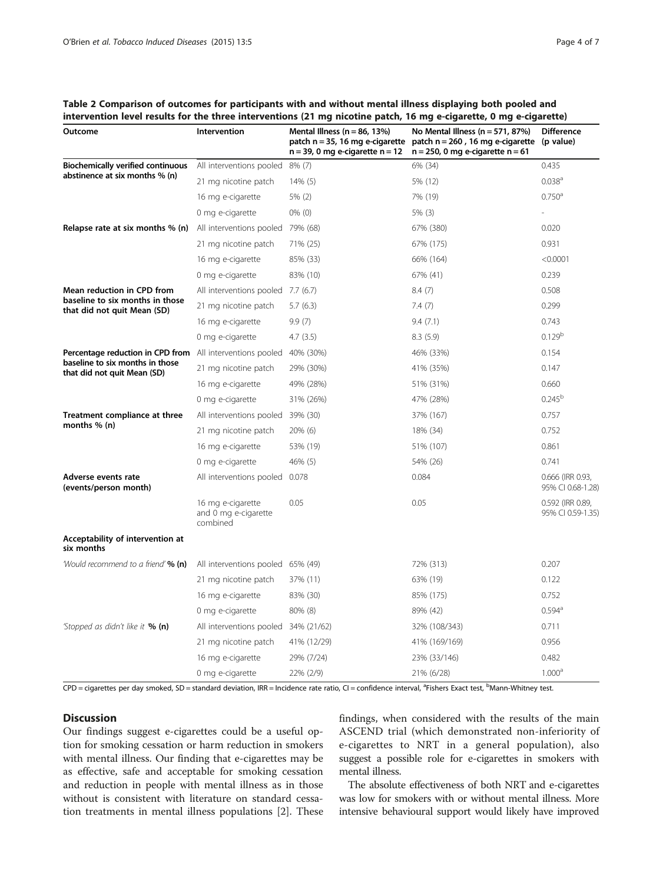**Table 2 Comparison of outcomes for participants with and without mental illness displaying both pooled and intervention level results for the three interventions (21 mg nicotine patch, 16 mg e-cigarette, 0 mg e-cigarette)**

| Outcome | Intervention | Mental Illness (n = 86, 13%) patch n = 35, 16 mg e-cigarette n = 39, 0 mg e-cigarette n = 12 | No Mental Illness (n = 571, 87%) patch n = 260 , 16 mg e-cigarette n = 250, 0 mg e-cigarette n = 61 | Difference (p value) |
|---|---|---|---|---|
| **Biochemically verified continuous abstinence at six months % (n)** | All interventions pooled | 8% (7) | 6% (34) | 0.435 |
| | 21 mg nicotine patch | 14% (5) | 5% (12) | 0.038[a] |
| | 16 mg e-cigarette | 5% (2) | 7% (19) | 0.750[a] |
| | 0 mg e-cigarette | 0% (0) | 5% (3) | - |
| **Relapse rate at six months % (n)** | All interventions pooled | 79% (68) | 67% (380) | 0.020 |
| | 21 mg nicotine patch | 71% (25) | 67% (175) | 0.931 |
| | 16 mg e-cigarette | 85% (33) | 66% (164) | <0.0001 |
| | 0 mg e-cigarette | 83% (10) | 67% (41) | 0.239 |
| **Mean reduction in CPD from baseline to six months in those that did not quit Mean (SD)** | All interventions pooled | 7.7 (6.7) | 8.4 (7) | 0.508 |
| | 21 mg nicotine patch | 5.7 (6.3) | 7.4 (7) | 0.299 |
| | 16 mg e-cigarette | 9.9 (7) | 9.4 (7.1) | 0.743 |
| | 0 mg e-cigarette | 4.7 (3.5) | 8.3 (5.9) | 0.129[b] |
| **Percentage reduction in CPD from baseline to six months in those that did not quit Mean (SD)** | All interventions pooled | 40% (30%) | 46% (33%) | 0.154 |
| | 21 mg nicotine patch | 29% (30%) | 41% (35%) | 0.147 |
| | 16 mg e-cigarette | 49% (28%) | 51% (31%) | 0.660 |
| | 0 mg e-cigarette | 31% (26%) | 47% (28%) | 0.245[b] |
| **Treatment compliance at three months % (n)** | All interventions pooled | 39% (30) | 37% (167) | 0.757 |
| | 21 mg nicotine patch | 20% (6) | 18% (34) | 0.752 |
| | 16 mg e-cigarette | 53% (19) | 51% (107) | 0.861 |
| | 0 mg e-cigarette | 46% (5) | 54% (26) | 0.741 |
| **Adverse events rate (events/person month)** | All interventions pooled | 0.078 | 0.084 | 0.666 (IRR 0.93, 95% CI 0.68-1.28) |
| | 16 mg e-cigarette and 0 mg e-cigarette combined | 0.05 | 0.05 | 0.592 (IRR 0.89, 95% CI 0.59-1.35) |
| **Acceptability of intervention at six months** | | | | |
| *'Would recommend to a friend'* **% (n)** | All interventions pooled | 65% (49) | 72% (313) | 0.207 |
| | 21 mg nicotine patch | 37% (11) | 63% (19) | 0.122 |
| | 16 mg e-cigarette | 83% (30) | 85% (175) | 0.752 |
| | 0 mg e-cigarette | 80% (8) | 89% (42) | 0.594[a] |
| *'Stopped as didn't like it'* **% (n)** | All interventions pooled | 34% (21/62) | 32% (108/343) | 0.711 |
| | 21 mg nicotine patch | 41% (12/29) | 41% (169/169) | 0.956 |
| | 16 mg e-cigarette | 29% (7/24) | 23% (33/146) | 0.482 |
| | 0 mg e-cigarette | 22% (2/9) | 21% (6/28) | 1.000[a] |

CPD = cigarettes per day smoked, SD = standard deviation, IRR = Incidence rate ratio, CI = confidence interval, [a]Fishers Exact test, [b]Mann-Whitney test.

## Discussion

Our findings suggest e-cigarettes could be a useful option for smoking cessation or harm reduction in smokers with mental illness. Our finding that e-cigarettes may be as effective, safe and acceptable for smoking cessation and reduction in people with mental illness as in those without is consistent with literature on standard cessation treatments in mental illness populations [2]. These findings, when considered with the results of the main ASCEND trial (which demonstrated non-inferiority of e-cigarettes to NRT in a general population), also suggest a possible role for e-cigarettes in smokers with mental illness.

The absolute effectiveness of both NRT and e-cigarettes was low for smokers with or without mental illness. More intensive behavioural support would likely have improved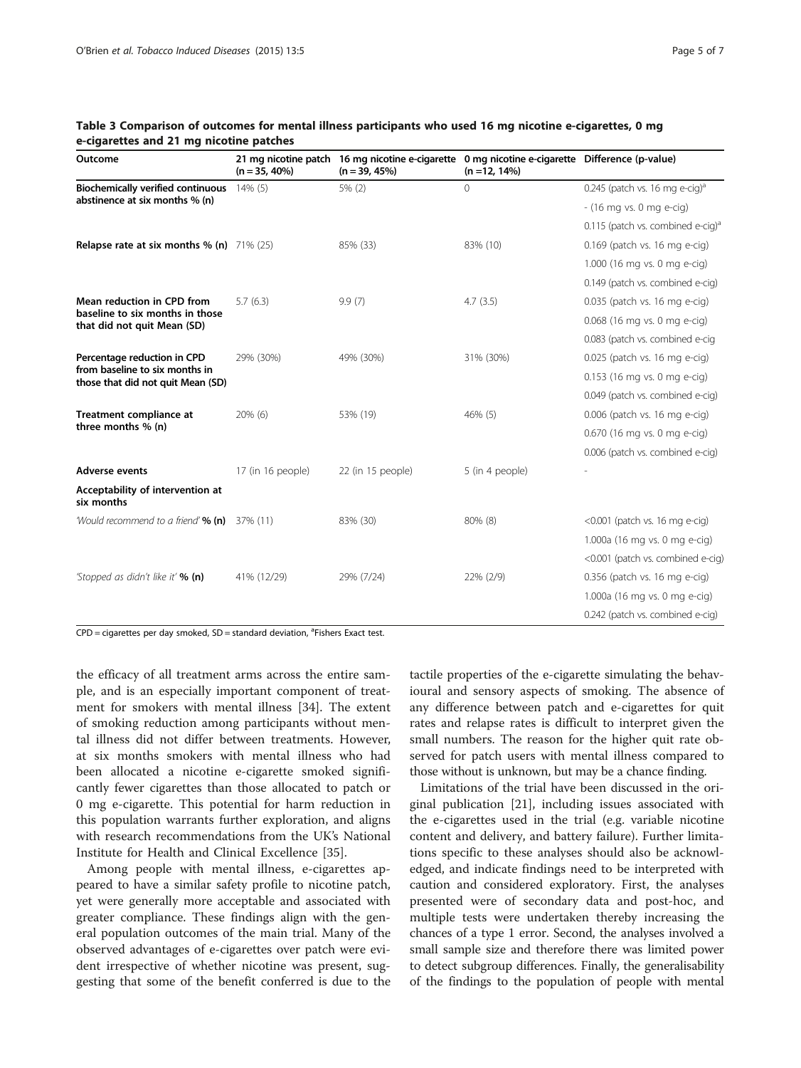**Table 3 Comparison of outcomes for mental illness participants who used 16 mg nicotine e-cigarettes, 0 mg e-cigarettes and 21 mg nicotine patches**

| Outcome | 21 mg nicotine patch (n = 35, 40%) | 16 mg nicotine e-cigarette (n = 39, 45%) | 0 mg nicotine e-cigarette (n =12, 14%) | Difference (p-value) |
|---|---|---|---|---|
| **Biochemically verified continuous abstinence at six months % (n)** | 14% (5) | 5% (2) | 0 | 0.245 (patch vs. 16 mg e-cig)[a] |
| | | | | - (16 mg vs. 0 mg e-cig) |
| | | | | 0.115 (patch vs. combined e-cig)[a] |
| **Relapse rate at six months % (n)** | 71% (25) | 85% (33) | 83% (10) | 0.169 (patch vs. 16 mg e-cig) |
| | | | | 1.000 (16 mg vs. 0 mg e-cig) |
| | | | | 0.149 (patch vs. combined e-cig) |
| **Mean reduction in CPD from baseline to six months in those that did not quit Mean (SD)** | 5.7 (6.3) | 9.9 (7) | 4.7 (3.5) | 0.035 (patch vs. 16 mg e-cig) |
| | | | | 0.068 (16 mg vs. 0 mg e-cig) |
| | | | | 0.083 (patch vs. combined e-cig |
| **Percentage reduction in CPD from baseline to six months in those that did not quit Mean (SD)** | 29% (30%) | 49% (30%) | 31% (30%) | 0.025 (patch vs. 16 mg e-cig) |
| | | | | 0.153 (16 mg vs. 0 mg e-cig) |
| | | | | 0.049 (patch vs. combined e-cig) |
| **Treatment compliance at three months % (n)** | 20% (6) | 53% (19) | 46% (5) | 0.006 (patch vs. 16 mg e-cig) |
| | | | | 0.670 (16 mg vs. 0 mg e-cig) |
| | | | | 0.006 (patch vs. combined e-cig) |
| **Adverse events** | 17 (in 16 people) | 22 (in 15 people) | 5 (in 4 people) | - |
| **Acceptability of intervention at six months** | | | | |
| *'Would recommend to a friend'* **% (n)** | 37% (11) | 83% (30) | 80% (8) | <0.001 (patch vs. 16 mg e-cig) |
| | | | | 1.000a (16 mg vs. 0 mg e-cig) |
| | | | | <0.001 (patch vs. combined e-cig) |
| *'Stopped as didn't like it'* **% (n)** | 41% (12/29) | 29% (7/24) | 22% (2/9) | 0.356 (patch vs. 16 mg e-cig) |
| | | | | 1.000a (16 mg vs. 0 mg e-cig) |
| | | | | 0.242 (patch vs. combined e-cig) |

CPD = cigarettes per day smoked, SD = standard deviation, [a]Fishers Exact test.

the efficacy of all treatment arms across the entire sample, and is an especially important component of treatment for smokers with mental illness [34]. The extent of smoking reduction among participants without mental illness did not differ between treatments. However, at six months smokers with mental illness who had been allocated a nicotine e-cigarette smoked significantly fewer cigarettes than those allocated to patch or 0 mg e-cigarette. This potential for harm reduction in this population warrants further exploration, and aligns with research recommendations from the UK's National Institute for Health and Clinical Excellence [35].

Among people with mental illness, e-cigarettes appeared to have a similar safety profile to nicotine patch, yet were generally more acceptable and associated with greater compliance. These findings align with the general population outcomes of the main trial. Many of the observed advantages of e-cigarettes over patch were evident irrespective of whether nicotine was present, suggesting that some of the benefit conferred is due to the tactile properties of the e-cigarette simulating the behavioural and sensory aspects of smoking. The absence of any difference between patch and e-cigarettes for quit rates and relapse rates is difficult to interpret given the small numbers. The reason for the higher quit rate observed for patch users with mental illness compared to those without is unknown, but may be a chance finding.

Limitations of the trial have been discussed in the original publication [21], including issues associated with the e-cigarettes used in the trial (e.g. variable nicotine content and delivery, and battery failure). Further limitations specific to these analyses should also be acknowledged, and indicate findings need to be interpreted with caution and considered exploratory. First, the analyses presented were of secondary data and post-hoc, and multiple tests were undertaken thereby increasing the chances of a type 1 error. Second, the analyses involved a small sample size and therefore there was limited power to detect subgroup differences. Finally, the generalisability of the findings to the population of people with mental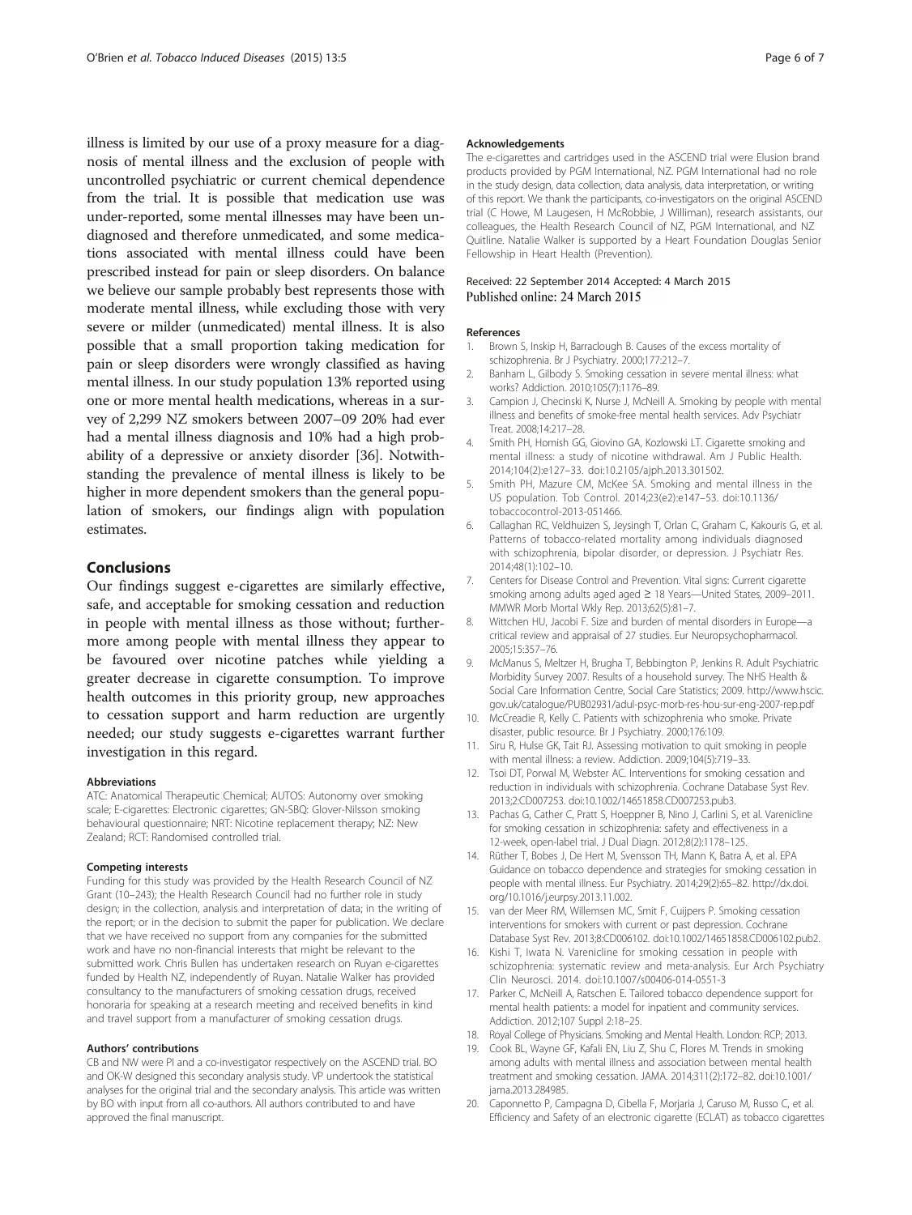illness is limited by our use of a proxy measure for a diagnosis of mental illness and the exclusion of people with uncontrolled psychiatric or current chemical dependence from the trial. It is possible that medication use was under-reported, some mental illnesses may have been undiagnosed and therefore unmedicated, and some medications associated with mental illness could have been prescribed instead for pain or sleep disorders. On balance we believe our sample probably best represents those with moderate mental illness, while excluding those with very severe or milder (unmedicated) mental illness. It is also possible that a small proportion taking medication for pain or sleep disorders were wrongly classified as having mental illness. In our study population 13% reported using one or more mental health medications, whereas in a survey of 2,299 NZ smokers between 2007–09 20% had ever had a mental illness diagnosis and 10% had a high probability of a depressive or anxiety disorder [36]. Notwithstanding the prevalence of mental illness is likely to be higher in more dependent smokers than the general population of smokers, our findings align with population estimates.

## Conclusions

Our findings suggest e-cigarettes are similarly effective, safe, and acceptable for smoking cessation and reduction in people with mental illness as those without; furthermore among people with mental illness they appear to be favoured over nicotine patches while yielding a greater decrease in cigarette consumption. To improve health outcomes in this priority group, new approaches to cessation support and harm reduction are urgently needed; our study suggests e-cigarettes warrant further investigation in this regard.

#### Abbreviations

ATC: Anatomical Therapeutic Chemical; AUTOS: Autonomy over smoking scale; E-cigarettes: Electronic cigarettes; GN-SBQ: Glover-Nilsson smoking behavioural questionnaire; NRT: Nicotine replacement therapy; NZ: New Zealand; RCT: Randomised controlled trial.

#### Competing interests

Funding for this study was provided by the Health Research Council of NZ Grant (10–243); the Health Research Council had no further role in study design; in the collection, analysis and interpretation of data; in the writing of the report; or in the decision to submit the paper for publication. We declare that we have received no support from any companies for the submitted work and have no non-financial interests that might be relevant to the submitted work. Chris Bullen has undertaken research on Ruyan e-cigarettes funded by Health NZ, independently of Ruyan. Natalie Walker has provided consultancy to the manufacturers of smoking cessation drugs, received honoraria for speaking at a research meeting and received benefits in kind and travel support from a manufacturer of smoking cessation drugs.

#### Authors' contributions

CB and NW were PI and a co-investigator respectively on the ASCEND trial. BO and OK-W designed this secondary analysis study. VP undertook the statistical analyses for the original trial and the secondary analysis. This article was written by BO with input from all co-authors. All authors contributed to and have approved the final manuscript.

#### Acknowledgements

The e-cigarettes and cartridges used in the ASCEND trial were Elusion brand products provided by PGM International, NZ. PGM International had no role in the study design, data collection, data analysis, data interpretation, or writing of this report. We thank the participants, co-investigators on the original ASCEND trial (C Howe, M Laugesen, H McRobbie, J Williman), research assistants, our colleagues, the Health Research Council of NZ, PGM International, and NZ Quitline. Natalie Walker is supported by a Heart Foundation Douglas Senior Fellowship in Heart Health (Prevention).

Received: 22 September 2014 Accepted: 4 March 2015
Published online: 24 March 2015

#### References

1. Brown S, Inskip H, Barraclough B. Causes of the excess mortality of schizophrenia. Br J Psychiatry. 2000;177:212–7.
2. Banham L, Gilbody S. Smoking cessation in severe mental illness: what works? Addiction. 2010;105(7):1176–89.
3. Campion J, Checinski K, Nurse J, McNeill A. Smoking by people with mental illness and benefits of smoke-free mental health services. Adv Psychiatr Treat. 2008;14:217–28.
4. Smith PH, Homish GG, Giovino GA, Kozlowski LT. Cigarette smoking and mental illness: a study of nicotine withdrawal. Am J Public Health. 2014;104(2):e127–33. doi:10.2105/ajph.2013.301502.
5. Smith PH, Mazure CM, McKee SA. Smoking and mental illness in the US population. Tob Control. 2014;23(e2):e147–53. doi:10.1136/tobaccocontrol-2013-051466.
6. Callaghan RC, Veldhuizen S, Jeysingh T, Orlan C, Graham C, Kakouris G, et al. Patterns of tobacco-related mortality among individuals diagnosed with schizophrenia, bipolar disorder, or depression. J Psychiatr Res. 2014;48(1):102–10.
7. Centers for Disease Control and Prevention. Vital signs: Current cigarette smoking among adults aged aged ≥ 18 Years—United States, 2009–2011. MMWR Morb Mortal Wkly Rep. 2013;62(5):81–7.
8. Wittchen HU, Jacobi F. Size and burden of mental disorders in Europe—a critical review and appraisal of 27 studies. Eur Neuropsychopharmacol. 2005;15:357–76.
9. McManus S, Meltzer H, Brugha T, Bebbington P, Jenkins R. Adult Psychiatric Morbidity Survey 2007. Results of a household survey. The NHS Health & Social Care Information Centre, Social Care Statistics; 2009. http://www.hscic.gov.uk/catalogue/PUB02931/adul-psyc-morb-res-hou-sur-eng-2007-rep.pdf
10. McCreadie R, Kelly C. Patients with schizophrenia who smoke. Private disaster, public resource. Br J Psychiatry. 2000;176:109.
11. Siru R, Hulse GK, Tait RJ. Assessing motivation to quit smoking in people with mental illness: a review. Addiction. 2009;104(5):719–33.
12. Tsoi DT, Porwal M, Webster AC. Interventions for smoking cessation and reduction in individuals with schizophrenia. Cochrane Database Syst Rev. 2013;2:CD007253. doi:10.1002/14651858.CD007253.pub3.
13. Pachas G, Cather C, Pratt S, Hoeppner B, Nino J, Carlini S, et al. Varenicline for smoking cessation in schizophrenia: safety and effectiveness in a 12-week, open-label trial. J Dual Diagn. 2012;8(2):1178–125.
14. Rüther T, Bobes J, De Hert M, Svensson TH, Mann K, Batra A, et al. EPA Guidance on tobacco dependence and strategies for smoking cessation in people with mental illness. Eur Psychiatry. 2014;29(2):65–82. http://dx.doi.org/10.1016/j.eurpsy.2013.11.002.
15. van der Meer RM, Willemsen MC, Smit F, Cuijpers P. Smoking cessation interventions for smokers with current or past depression. Cochrane Database Syst Rev. 2013;8:CD006102. doi:10.1002/14651858.CD006102.pub2.
16. Kishi T, Iwata N. Varenicline for smoking cessation in people with schizophrenia: systematic review and meta-analysis. Eur Arch Psychiatry Clin Neurosci. 2014. doi:10.1007/s00406-014-0551-3
17. Parker C, McNeill A, Ratschen E. Tailored tobacco dependence support for mental health patients: a model for inpatient and community services. Addiction. 2012;107 Suppl 2:18–25.
18. Royal College of Physicians. Smoking and Mental Health. London: RCP; 2013.
19. Cook BL, Wayne GF, Kafali EN, Liu Z, Shu C, Flores M. Trends in smoking among adults with mental illness and association between mental health treatment and smoking cessation. JAMA. 2014;311(2):172–82. doi:10.1001/jama.2013.284985.
20. Caponnetto P, Campagna D, Cibella F, Morjaria J, Caruso M, Russo C, et al. Efficiency and Safety of an electronic cigarette (ECLAT) as tobacco cigarettes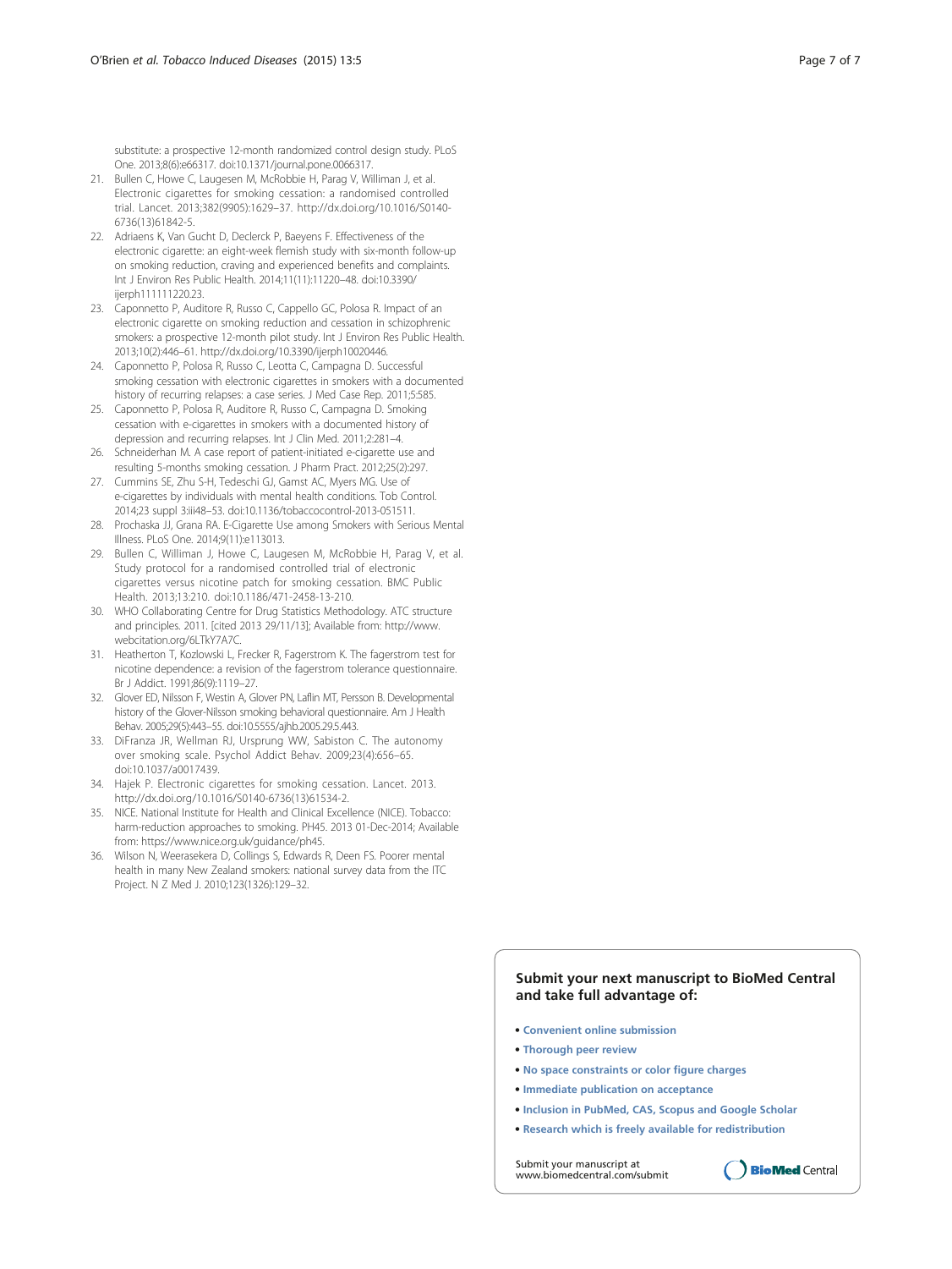substitute: a prospective 12-month randomized control design study. PLoS One. 2013;8(6):e66317. doi:10.1371/journal.pone.0066317.

21. Bullen C, Howe C, Laugesen M, McRobbie H, Parag V, Williman J, et al. Electronic cigarettes for smoking cessation: a randomised controlled trial. Lancet. 2013;382(9905):1629–37. http://dx.doi.org/10.1016/S0140-6736(13)61842-5.
22. Adriaens K, Van Gucht D, Declerck P, Baeyens F. Effectiveness of the electronic cigarette: an eight-week flemish study with six-month follow-up on smoking reduction, craving and experienced benefits and complaints. Int J Environ Res Public Health. 2014;11(11):11220–48. doi:10.3390/ijerph111111220.23.
23. Caponnetto P, Auditore R, Russo C, Cappello GC, Polosa R. Impact of an electronic cigarette on smoking reduction and cessation in schizophrenic smokers: a prospective 12-month pilot study. Int J Environ Res Public Health. 2013;10(2):446–61. http://dx.doi.org/10.3390/ijerph10020446.
24. Caponnetto P, Polosa R, Russo C, Leotta C, Campagna D. Successful smoking cessation with electronic cigarettes in smokers with a documented history of recurring relapses: a case series. J Med Case Rep. 2011;5:585.
25. Caponnetto P, Polosa R, Auditore R, Russo C, Campagna D. Smoking cessation with e-cigarettes in smokers with a documented history of depression and recurring relapses. Int J Clin Med. 2011;2:281–4.
26. Schneiderhan M. A case report of patient-initiated e-cigarette use and resulting 5-months smoking cessation. J Pharm Pract. 2012;25(2):297.
27. Cummins SE, Zhu S-H, Tedeschi GJ, Gamst AC, Myers MG. Use of e-cigarettes by individuals with mental health conditions. Tob Control. 2014;23 suppl 3:iii48–53. doi:10.1136/tobaccocontrol-2013-051511.
28. Prochaska JJ, Grana RA. E-Cigarette Use among Smokers with Serious Mental Illness. PLoS One. 2014;9(11):e113013.
29. Bullen C, Williman J, Howe C, Laugesen M, McRobbie H, Parag V, et al. Study protocol for a randomised controlled trial of electronic cigarettes versus nicotine patch for smoking cessation. BMC Public Health. 2013;13:210. doi:10.1186/471-2458-13-210.
30. WHO Collaborating Centre for Drug Statistics Methodology. ATC structure and principles. 2011. [cited 2013 29/11/13]; Available from: http://www.webcitation.org/6LTkY7A7C.
31. Heatherton T, Kozlowski L, Frecker R, Fagerstrom K. The fagerstrom test for nicotine dependence: a revision of the fagerstrom tolerance questionnaire. Br J Addict. 1991;86(9):1119–27.
32. Glover ED, Nilsson F, Westin A, Glover PN, Laflin MT, Persson B. Developmental history of the Glover-Nilsson smoking behavioral questionnaire. Am J Health Behav. 2005;29(5):443–55. doi:10.5555/ajhb.2005.29.5.443.
33. DiFranza JR, Wellman RJ, Ursprung WW, Sabiston C. The autonomy over smoking scale. Psychol Addict Behav. 2009;23(4):656–65. doi:10.1037/a0017439.
34. Hajek P. Electronic cigarettes for smoking cessation. Lancet. 2013. http://dx.doi.org/10.1016/S0140-6736(13)61534-2.
35. NICE. National Institute for Health and Clinical Excellence (NICE). Tobacco: harm-reduction approaches to smoking. PH45. 2013 01-Dec-2014; Available from: https://www.nice.org.uk/guidance/ph45.
36. Wilson N, Weerasekera D, Collings S, Edwards R, Deen FS. Poorer mental health in many New Zealand smokers: national survey data from the ITC Project. N Z Med J. 2010;123(1326):129–32.

**Submit your next manuscript to BioMed Central and take full advantage of:**

- **Convenient online submission**
- **Thorough peer review**
- **No space constraints or color figure charges**
- **Immediate publication on acceptance**
- **Inclusion in PubMed, CAS, Scopus and Google Scholar**
- **Research which is freely available for redistribution**

Submit your manuscript at www.biomedcentral.com/submit

BioMed Central